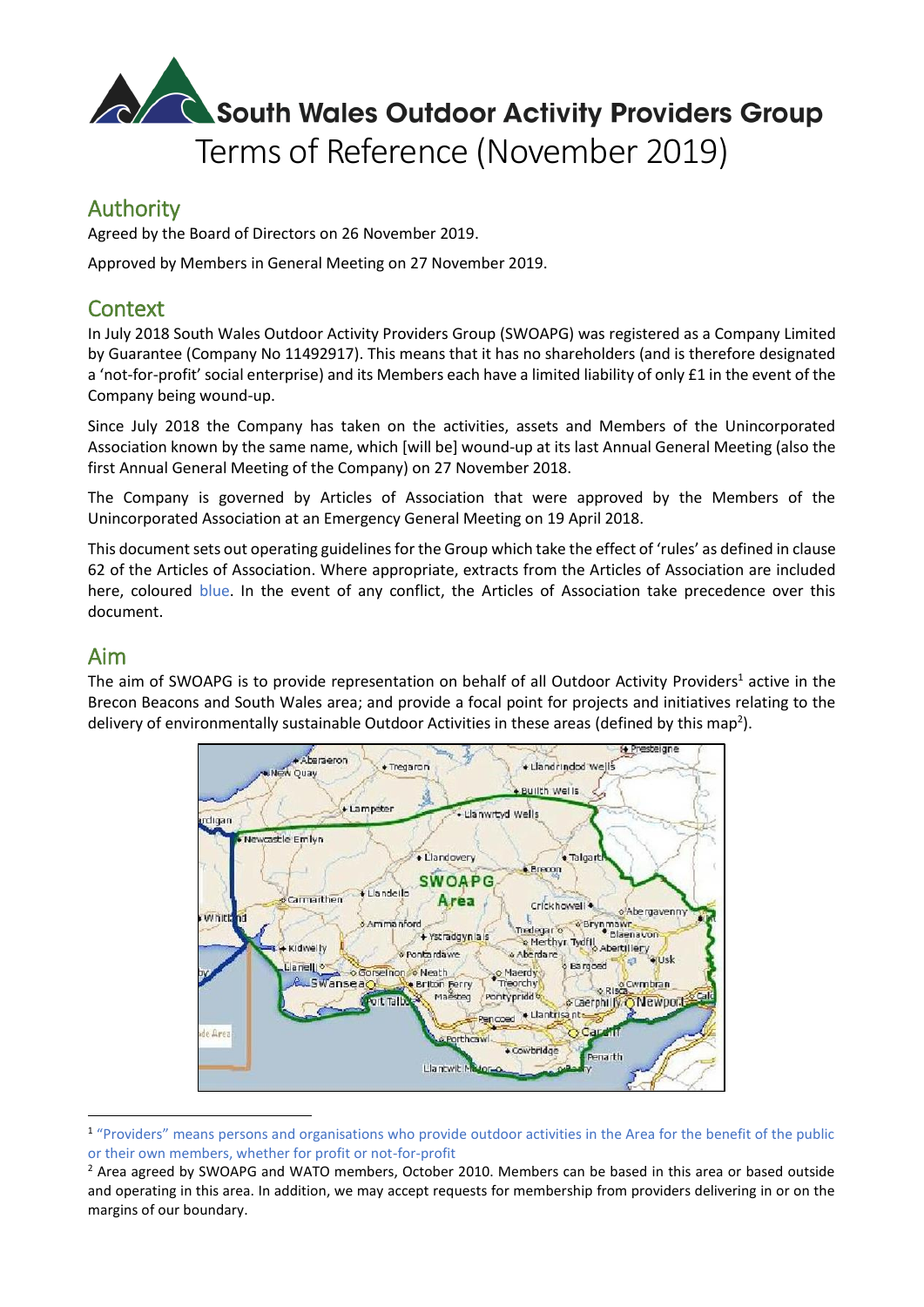# South Wales Outdoor Activity Providers Group

# Terms of Reference (November 2019)

## Authority

Agreed by the Board of Directors on 26 November 2019.

Approved by Members in General Meeting on 27 November 2019.

## Context

In July 2018 South Wales Outdoor Activity Providers Group (SWOAPG) was registered as a Company Limited by Guarantee (Company No 11492917). This means that it has no shareholders (and is therefore designated a 'not-for-profit' social enterprise) and its Members each have a limited liability of only £1 in the event of the Company being wound-up.

Since July 2018 the Company has taken on the activities, assets and Members of the Unincorporated Association known by the same name, which [will be] wound-up at its last Annual General Meeting (also the first Annual General Meeting of the Company) on 27 November 2018.

The Company is governed by Articles of Association that were approved by the Members of the Unincorporated Association at an Emergency General Meeting on 19 April 2018.

This document sets out operating guidelines for the Group which take the effect of 'rules' as defined in clause 62 of the Articles of Association. Where appropriate, extracts from the Articles of Association are included here, coloured blue. In the event of any conflict, the Articles of Association take precedence over this document.

## Aim

The aim of SWOAPG is to provide representation on behalf of all Outdoor Activity Providers[1] active in the Brecon Beacons and South Wales area; and provide a focal point for projects and initiatives relating to the delivery of environmentally sustainable Outdoor Activities in these areas (defined by this map[2]).

[1] "Providers" means persons and organisations who provide outdoor activities in the Area for the benefit of the public or their own members, whether for profit or not-for-profit

[2] Area agreed by SWOAPG and WATO members, October 2010. Members can be based in this area or based outside and operating in this area. In addition, we may accept requests for membership from providers delivering in or on the margins of our boundary.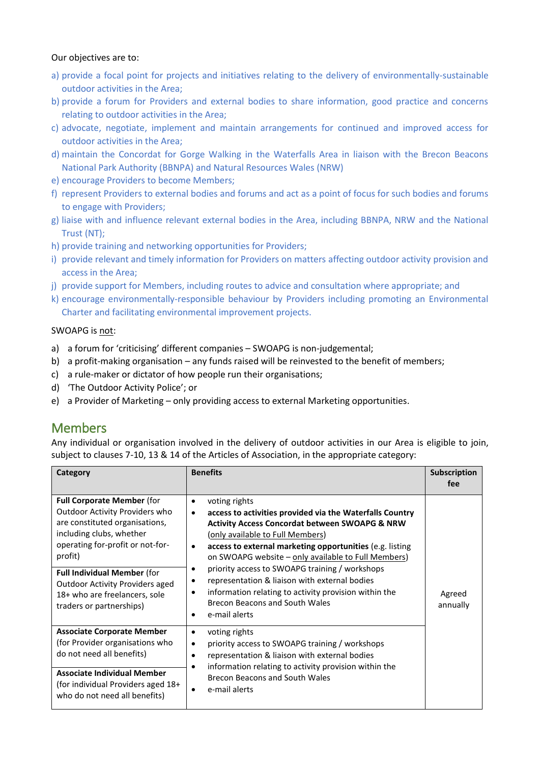Our objectives are to:

a) provide a focal point for projects and initiatives relating to the delivery of environmentally-sustainable outdoor activities in the Area;
b) provide a forum for Providers and external bodies to share information, good practice and concerns relating to outdoor activities in the Area;
c) advocate, negotiate, implement and maintain arrangements for continued and improved access for outdoor activities in the Area;
d) maintain the Concordat for Gorge Walking in the Waterfalls Area in liaison with the Brecon Beacons National Park Authority (BBNPA) and Natural Resources Wales (NRW)
e) encourage Providers to become Members;
f) represent Providers to external bodies and forums and act as a point of focus for such bodies and forums to engage with Providers;
g) liaise with and influence relevant external bodies in the Area, including BBNPA, NRW and the National Trust (NT);
h) provide training and networking opportunities for Providers;
i) provide relevant and timely information for Providers on matters affecting outdoor activity provision and access in the Area;
j) provide support for Members, including routes to advice and consultation where appropriate; and
k) encourage environmentally-responsible behaviour by Providers including promoting an Environmental Charter and facilitating environmental improvement projects.

SWOAPG is not:

a) a forum for 'criticising' different companies – SWOAPG is non-judgemental;
b) a profit-making organisation – any funds raised will be reinvested to the benefit of members;
c) a rule-maker or dictator of how people run their organisations;
d) 'The Outdoor Activity Police'; or
e) a Provider of Marketing – only providing access to external Marketing opportunities.

## Members

Any individual or organisation involved in the delivery of outdoor activities in our Area is eligible to join, subject to clauses 7-10, 13 & 14 of the Articles of Association, in the appropriate category:

| Category | Benefits | Subscription fee |
|---|---|---|
| **Full Corporate Member** (for Outdoor Activity Providers who are constituted organisations, including clubs, whether operating for-profit or not-for-profit)<br><br>**Full Individual Member** (for Outdoor Activity Providers aged 18+ who are freelancers, sole traders or partnerships) | • voting rights<br>• **access to activities provided via the Waterfalls Country Activity Access Concordat between SWOAPG & NRW** (only available to Full Members)<br>• **access to external marketing opportunities** (e.g. listing on SWOAPG website – only available to Full Members)<br>• priority access to SWOAPG training / workshops<br>• representation & liaison with external bodies<br>• information relating to activity provision within the Brecon Beacons and South Wales<br>• e-mail alerts | Agreed annually |
| **Associate Corporate Member** (for Provider organisations who do not need all benefits)<br><br>**Associate Individual Member** (for individual Providers aged 18+ who do not need all benefits) | • voting rights<br>• priority access to SWOAPG training / workshops<br>• representation & liaison with external bodies<br>• information relating to activity provision within the Brecon Beacons and South Wales<br>• e-mail alerts | |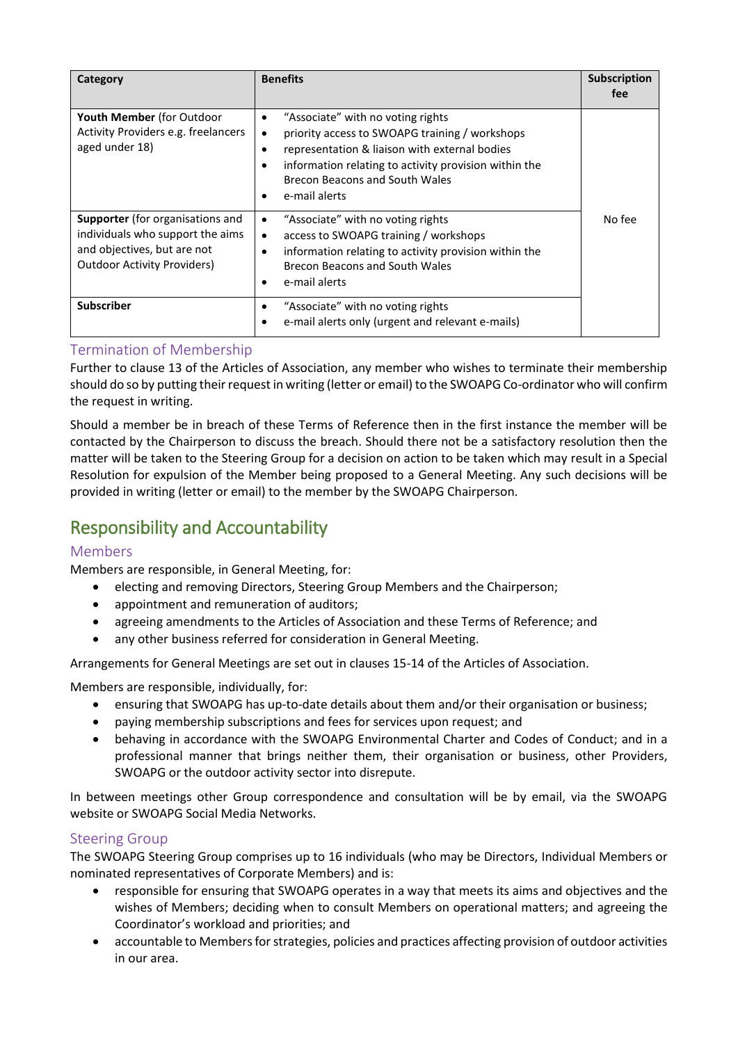| Category | Benefits | Subscription fee |
|---|---|---|
| **Youth Member** (for Outdoor Activity Providers e.g. freelancers aged under 18) | • "Associate" with no voting rights<br>• priority access to SWOAPG training / workshops<br>• representation & liaison with external bodies<br>• information relating to activity provision within the Brecon Beacons and South Wales<br>• e-mail alerts | No fee |
| **Supporter** (for organisations and individuals who support the aims and objectives, but are not Outdoor Activity Providers) | • "Associate" with no voting rights<br>• access to SWOAPG training / workshops<br>• information relating to activity provision within the Brecon Beacons and South Wales<br>• e-mail alerts | |
| **Subscriber** | • "Associate" with no voting rights<br>• e-mail alerts only (urgent and relevant e-mails) | |

### Termination of Membership

Further to clause 13 of the Articles of Association, any member who wishes to terminate their membership should do so by putting their request in writing (letter or email) to the SWOAPG Co-ordinator who will confirm the request in writing.

Should a member be in breach of these Terms of Reference then in the first instance the member will be contacted by the Chairperson to discuss the breach. Should there not be a satisfactory resolution then the matter will be taken to the Steering Group for a decision on action to be taken which may result in a Special Resolution for expulsion of the Member being proposed to a General Meeting. Any such decisions will be provided in writing (letter or email) to the member by the SWOAPG Chairperson.

## Responsibility and Accountability

### Members

Members are responsible, in General Meeting, for:

- electing and removing Directors, Steering Group Members and the Chairperson;
- appointment and remuneration of auditors;
- agreeing amendments to the Articles of Association and these Terms of Reference; and
- any other business referred for consideration in General Meeting.

Arrangements for General Meetings are set out in clauses 15-14 of the Articles of Association.

Members are responsible, individually, for:

- ensuring that SWOAPG has up-to-date details about them and/or their organisation or business;
- paying membership subscriptions and fees for services upon request; and
- behaving in accordance with the SWOAPG Environmental Charter and Codes of Conduct; and in a professional manner that brings neither them, their organisation or business, other Providers, SWOAPG or the outdoor activity sector into disrepute.

In between meetings other Group correspondence and consultation will be by email, via the SWOAPG website or SWOAPG Social Media Networks.

### Steering Group

The SWOAPG Steering Group comprises up to 16 individuals (who may be Directors, Individual Members or nominated representatives of Corporate Members) and is:

- responsible for ensuring that SWOAPG operates in a way that meets its aims and objectives and the wishes of Members; deciding when to consult Members on operational matters; and agreeing the Coordinator's workload and priorities; and
- accountable to Members for strategies, policies and practices affecting provision of outdoor activities in our area.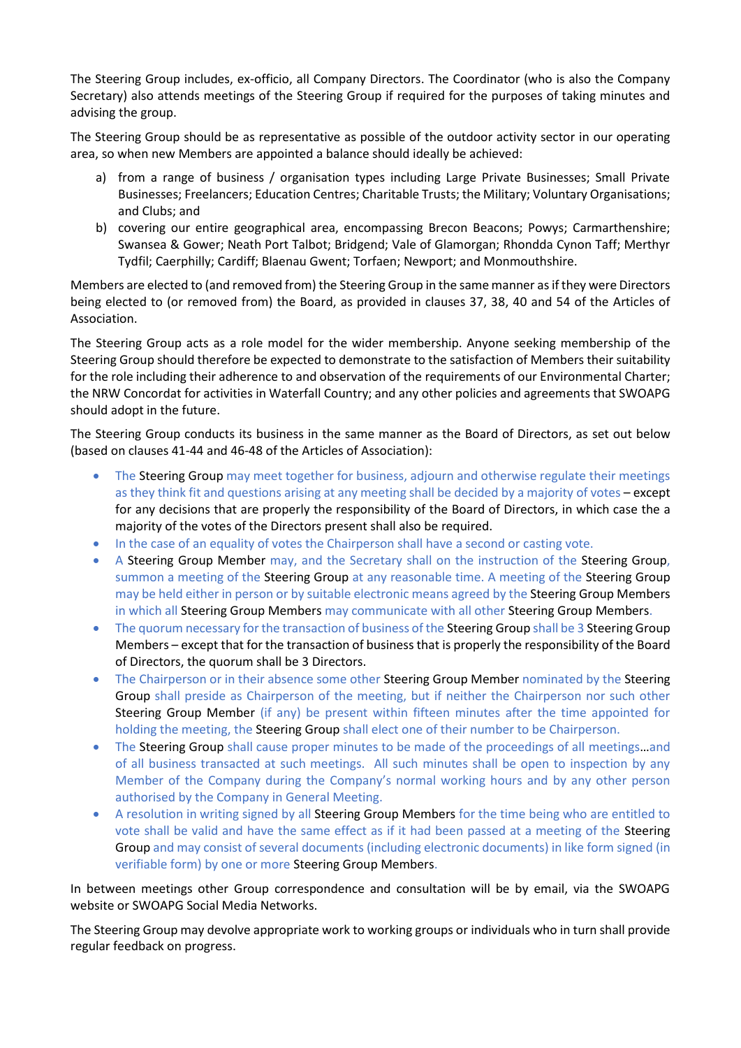The Steering Group includes, ex-officio, all Company Directors. The Coordinator (who is also the Company Secretary) also attends meetings of the Steering Group if required for the purposes of taking minutes and advising the group.

The Steering Group should be as representative as possible of the outdoor activity sector in our operating area, so when new Members are appointed a balance should ideally be achieved:

a) from a range of business / organisation types including Large Private Businesses; Small Private Businesses; Freelancers; Education Centres; Charitable Trusts; the Military; Voluntary Organisations; and Clubs; and
b) covering our entire geographical area, encompassing Brecon Beacons; Powys; Carmarthenshire; Swansea & Gower; Neath Port Talbot; Bridgend; Vale of Glamorgan; Rhondda Cynon Taff; Merthyr Tydfil; Caerphilly; Cardiff; Blaenau Gwent; Torfaen; Newport; and Monmouthshire.

Members are elected to (and removed from) the Steering Group in the same manner as if they were Directors being elected to (or removed from) the Board, as provided in clauses 37, 38, 40 and 54 of the Articles of Association.

The Steering Group acts as a role model for the wider membership. Anyone seeking membership of the Steering Group should therefore be expected to demonstrate to the satisfaction of Members their suitability for the role including their adherence to and observation of the requirements of our Environmental Charter; the NRW Concordat for activities in Waterfall Country; and any other policies and agreements that SWOAPG should adopt in the future.

The Steering Group conducts its business in the same manner as the Board of Directors, as set out below (based on clauses 41-44 and 46-48 of the Articles of Association):

- The Steering Group may meet together for business, adjourn and otherwise regulate their meetings as they think fit and questions arising at any meeting shall be decided by a majority of votes – except for any decisions that are properly the responsibility of the Board of Directors, in which case the a majority of the votes of the Directors present shall also be required.
- In the case of an equality of votes the Chairperson shall have a second or casting vote.
- A Steering Group Member may, and the Secretary shall on the instruction of the Steering Group, summon a meeting of the Steering Group at any reasonable time. A meeting of the Steering Group may be held either in person or by suitable electronic means agreed by the Steering Group Members in which all Steering Group Members may communicate with all other Steering Group Members.
- The quorum necessary for the transaction of business of the Steering Group shall be 3 Steering Group Members – except that for the transaction of business that is properly the responsibility of the Board of Directors, the quorum shall be 3 Directors.
- The Chairperson or in their absence some other Steering Group Member nominated by the Steering Group shall preside as Chairperson of the meeting, but if neither the Chairperson nor such other Steering Group Member (if any) be present within fifteen minutes after the time appointed for holding the meeting, the Steering Group shall elect one of their number to be Chairperson.
- The Steering Group shall cause proper minutes to be made of the proceedings of all meetings…and of all business transacted at such meetings. All such minutes shall be open to inspection by any Member of the Company during the Company's normal working hours and by any other person authorised by the Company in General Meeting.
- A resolution in writing signed by all Steering Group Members for the time being who are entitled to vote shall be valid and have the same effect as if it had been passed at a meeting of the Steering Group and may consist of several documents (including electronic documents) in like form signed (in verifiable form) by one or more Steering Group Members.

In between meetings other Group correspondence and consultation will be by email, via the SWOAPG website or SWOAPG Social Media Networks.

The Steering Group may devolve appropriate work to working groups or individuals who in turn shall provide regular feedback on progress.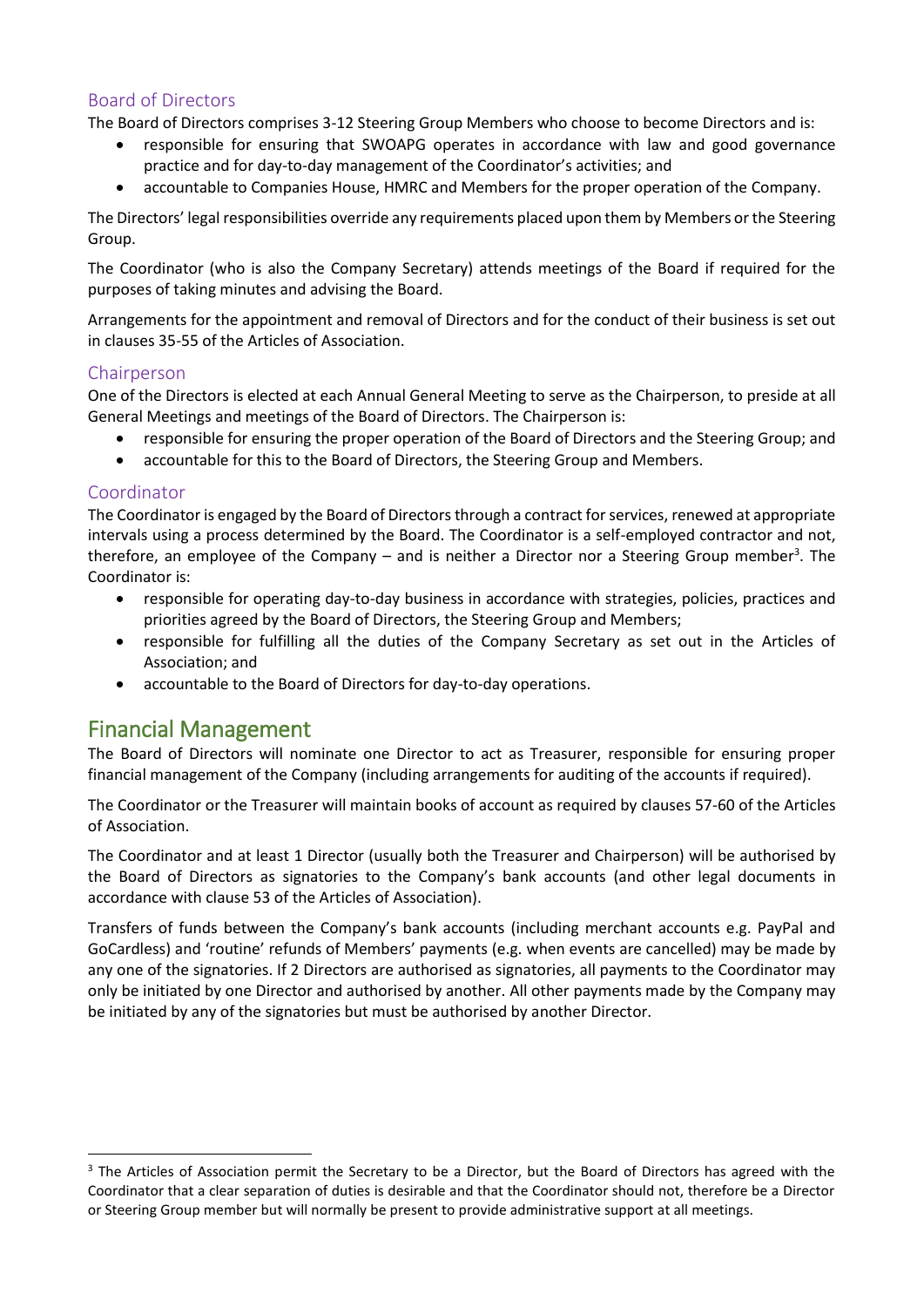### Board of Directors

The Board of Directors comprises 3-12 Steering Group Members who choose to become Directors and is:

- responsible for ensuring that SWOAPG operates in accordance with law and good governance practice and for day-to-day management of the Coordinator's activities; and
- accountable to Companies House, HMRC and Members for the proper operation of the Company.

The Directors' legal responsibilities override any requirements placed upon them by Members or the Steering Group.

The Coordinator (who is also the Company Secretary) attends meetings of the Board if required for the purposes of taking minutes and advising the Board.

Arrangements for the appointment and removal of Directors and for the conduct of their business is set out in clauses 35-55 of the Articles of Association.

### Chairperson

One of the Directors is elected at each Annual General Meeting to serve as the Chairperson, to preside at all General Meetings and meetings of the Board of Directors. The Chairperson is:

- responsible for ensuring the proper operation of the Board of Directors and the Steering Group; and
- accountable for this to the Board of Directors, the Steering Group and Members.

### Coordinator

The Coordinator is engaged by the Board of Directors through a contract for services, renewed at appropriate intervals using a process determined by the Board. The Coordinator is a self-employed contractor and not, therefore, an employee of the Company – and is neither a Director nor a Steering Group member[3]. The Coordinator is:

- responsible for operating day-to-day business in accordance with strategies, policies, practices and priorities agreed by the Board of Directors, the Steering Group and Members;
- responsible for fulfilling all the duties of the Company Secretary as set out in the Articles of Association; and
- accountable to the Board of Directors for day-to-day operations.

## Financial Management

The Board of Directors will nominate one Director to act as Treasurer, responsible for ensuring proper financial management of the Company (including arrangements for auditing of the accounts if required).

The Coordinator or the Treasurer will maintain books of account as required by clauses 57-60 of the Articles of Association.

The Coordinator and at least 1 Director (usually both the Treasurer and Chairperson) will be authorised by the Board of Directors as signatories to the Company's bank accounts (and other legal documents in accordance with clause 53 of the Articles of Association).

Transfers of funds between the Company's bank accounts (including merchant accounts e.g. PayPal and GoCardless) and 'routine' refunds of Members' payments (e.g. when events are cancelled) may be made by any one of the signatories. If 2 Directors are authorised as signatories, all payments to the Coordinator may only be initiated by one Director and authorised by another. All other payments made by the Company may be initiated by any of the signatories but must be authorised by another Director.

---

[3] The Articles of Association permit the Secretary to be a Director, but the Board of Directors has agreed with the Coordinator that a clear separation of duties is desirable and that the Coordinator should not, therefore be a Director or Steering Group member but will normally be present to provide administrative support at all meetings.